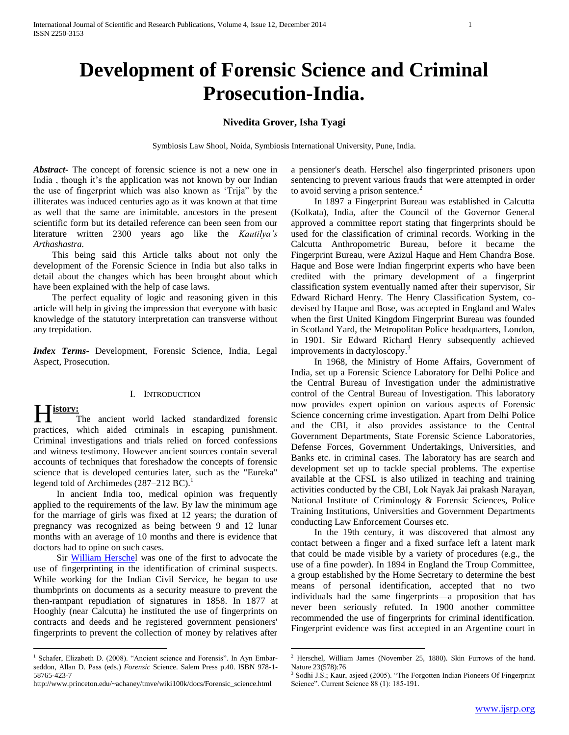# Development of Forensic Science and Criminal Prosecution-India.

**Nivedita Grover, Isha Tyagi**

Symbiosis Law Shool, Noida, Symbiosis International University, Pune, India.

***Abstract***- The concept of forensic science is not a new one in India , though it's the application was not known by our Indian the use of fingerprint which was also known as 'Trija" by the illiterates was induced centuries ago as it was known at that time as well that the same are inimitable. ancestors in the present scientific form but its detailed reference can been seen from our literature written 2300 years ago like the *Kautilya's Arthashastra.*

This being said this Article talks about not only the development of the Forensic Science in India but also talks in detail about the changes which has been brought about which have been explained with the help of case laws.

The perfect equality of logic and reasoning given in this article will help in giving the impression that everyone with basic knowledge of the statutory interpretation can transverse without any trepidation.

***Index Terms***- Development, Forensic Science, India, Legal Aspect, Prosecution.

## I. Introduction

**History:**

The ancient world lacked standardized forensic practices, which aided criminals in escaping punishment. Criminal investigations and trials relied on forced confessions and witness testimony. However ancient sources contain several accounts of techniques that foreshadow the concepts of forensic science that is developed centuries later, such as the "Eureka" legend told of Archimedes (287–212 BC).[1]

In ancient India too, medical opinion was frequently applied to the requirements of the law. By law the minimum age for the marriage of girls was fixed at 12 years; the duration of pregnancy was recognized as being between 9 and 12 lunar months with an average of 10 months and there is evidence that doctors had to opine on such cases.

Sir William Herschel was one of the first to advocate the use of fingerprinting in the identification of criminal suspects. While working for the Indian Civil Service, he began to use thumbprints on documents as a security measure to prevent the then-rampant repudiation of signatures in 1858. In 1877 at Hooghly (near Calcutta) he instituted the use of fingerprints on contracts and deeds and he registered government pensioners' fingerprints to prevent the collection of money by relatives after a pensioner's death. Herschel also fingerprinted prisoners upon sentencing to prevent various frauds that were attempted in order to avoid serving a prison sentence.[2]

In 1897 a Fingerprint Bureau was established in Calcutta (Kolkata), India, after the Council of the Governor General approved a committee report stating that fingerprints should be used for the classification of criminal records. Working in the Calcutta Anthropometric Bureau, before it became the Fingerprint Bureau, were Azizul Haque and Hem Chandra Bose. Haque and Bose were Indian fingerprint experts who have been credited with the primary development of a fingerprint classification system eventually named after their supervisor, Sir Edward Richard Henry. The Henry Classification System, co-devised by Haque and Bose, was accepted in England and Wales when the first United Kingdom Fingerprint Bureau was founded in Scotland Yard, the Metropolitan Police headquarters, London, in 1901. Sir Edward Richard Henry subsequently achieved improvements in dactyloscopy.[3]

In 1968, the Ministry of Home Affairs, Government of India, set up a Forensic Science Laboratory for Delhi Police and the Central Bureau of Investigation under the administrative control of the Central Bureau of Investigation. This laboratory now provides expert opinion on various aspects of Forensic Science concerning crime investigation. Apart from Delhi Police and the CBI, it also provides assistance to the Central Government Departments, State Forensic Science Laboratories, Defense Forces, Government Undertakings, Universities, and Banks etc. in criminal cases. The laboratory has are search and development set up to tackle special problems. The expertise available at the CFSL is also utilized in teaching and training activities conducted by the CBI, Lok Nayak Jai prakash Narayan, National Institute of Criminology & Forensic Sciences, Police Training Institutions, Universities and Government Departments conducting Law Enforcement Courses etc.

In the 19th century, it was discovered that almost any contact between a finger and a fixed surface left a latent mark that could be made visible by a variety of procedures (e.g., the use of a fine powder). In 1894 in England the Troup Committee, a group established by the Home Secretary to determine the best means of personal identification, accepted that no two individuals had the same fingerprints—a proposition that has never been seriously refuted. In 1900 another committee recommended the use of fingerprints for criminal identification. Fingerprint evidence was first accepted in an Argentine court in

---

[1] Schafer, Elizabeth D. (2008). "Ancient science and Forensis". In Ayn Embar-seddon, Allan D. Pass (eds.) *Forensic* Science. Salem Press p.40. ISBN 978-1-58765-423-7

http://www.princeton.edu/~achaney/tmve/wiki100k/docs/Forensic_science.html

[2] Herschel, William James (November 25, 1880). Skin Furrows of the hand. Nature 23(578):76

[3] Sodhi J.S.; Kaur, asjeed (2005). "The Forgotten Indian Pioneers Of Fingerprint Science". Current Science 88 (1): 185-191.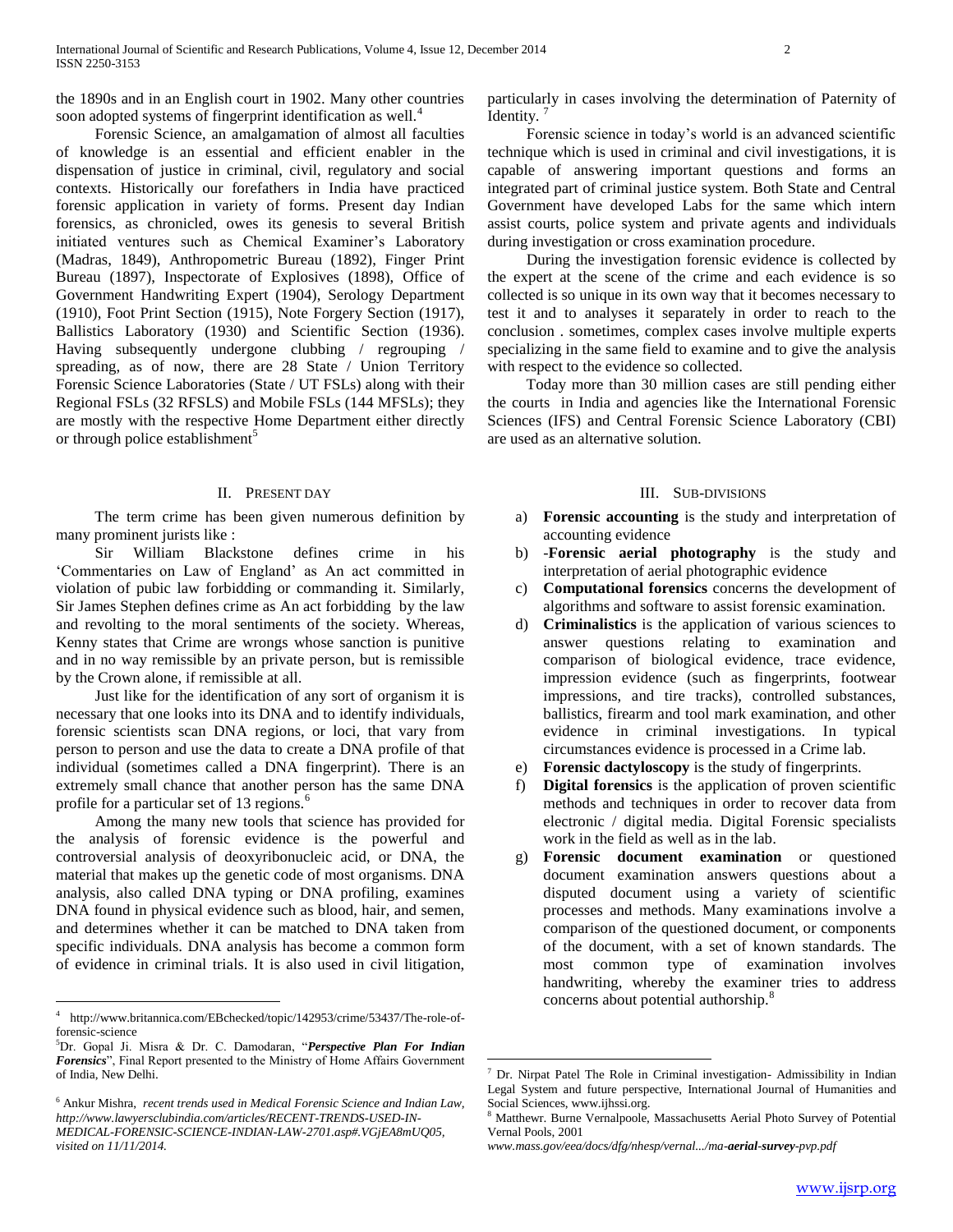the 1890s and in an English court in 1902. Many other countries soon adopted systems of fingerprint identification as well.[4]

Forensic Science, an amalgamation of almost all faculties of knowledge is an essential and efficient enabler in the dispensation of justice in criminal, civil, regulatory and social contexts. Historically our forefathers in India have practiced forensic application in variety of forms. Present day Indian forensics, as chronicled, owes its genesis to several British initiated ventures such as Chemical Examiner's Laboratory (Madras, 1849), Anthropometric Bureau (1892), Finger Print Bureau (1897), Inspectorate of Explosives (1898), Office of Government Handwriting Expert (1904), Serology Department (1910), Foot Print Section (1915), Note Forgery Section (1917), Ballistics Laboratory (1930) and Scientific Section (1936). Having subsequently undergone clubbing / regrouping / spreading, as of now, there are 28 State / Union Territory Forensic Science Laboratories (State / UT FSLs) along with their Regional FSLs (32 RFSLS) and Mobile FSLs (144 MFSLs); they are mostly with the respective Home Department either directly or through police establishment[5]

## II. Present Day

The term crime has been given numerous definition by many prominent jurists like :

Sir William Blackstone defines crime in his 'Commentaries on Law of England' as An act committed in violation of pubic law forbidding or commanding it. Similarly, Sir James Stephen defines crime as An act forbidding by the law and revolting to the moral sentiments of the society. Whereas, Kenny states that Crime are wrongs whose sanction is punitive and in no way remissible by an private person, but is remissible by the Crown alone, if remissible at all.

Just like for the identification of any sort of organism it is necessary that one looks into its DNA and to identify individuals, forensic scientists scan DNA regions, or loci, that vary from person to person and use the data to create a DNA profile of that individual (sometimes called a DNA fingerprint). There is an extremely small chance that another person has the same DNA profile for a particular set of 13 regions.[6]

Among the many new tools that science has provided for the analysis of forensic evidence is the powerful and controversial analysis of deoxyribonucleic acid, or DNA, the material that makes up the genetic code of most organisms. DNA analysis, also called DNA typing or DNA profiling, examines DNA found in physical evidence such as blood, hair, and semen, and determines whether it can be matched to DNA taken from specific individuals. DNA analysis has become a common form of evidence in criminal trials. It is also used in civil litigation, particularly in cases involving the determination of Paternity of Identity.[7]

Forensic science in today's world is an advanced scientific technique which is used in criminal and civil investigations, it is capable of answering important questions and forms an integrated part of criminal justice system. Both State and Central Government have developed Labs for the same which intern assist courts, police system and private agents and individuals during investigation or cross examination procedure.

During the investigation forensic evidence is collected by the expert at the scene of the crime and each evidence is so collected is so unique in its own way that it becomes necessary to test it and to analyses it separately in order to reach to the conclusion . sometimes, complex cases involve multiple experts specializing in the same field to examine and to give the analysis with respect to the evidence so collected.

Today more than 30 million cases are still pending either the courts in India and agencies like the International Forensic Sciences (IFS) and Central Forensic Science Laboratory (CBI) are used as an alternative solution.

## III. Sub-divisions

a) **Forensic accounting** is the study and interpretation of accounting evidence
b) **-Forensic aerial photography** is the study and interpretation of aerial photographic evidence
c) **Computational forensics** concerns the development of algorithms and software to assist forensic examination.
d) **Criminalistics** is the application of various sciences to answer questions relating to examination and comparison of biological evidence, trace evidence, impression evidence (such as fingerprints, footwear impressions, and tire tracks), controlled substances, ballistics, firearm and tool mark examination, and other evidence in criminal investigations. In typical circumstances evidence is processed in a Crime lab.
e) **Forensic dactyloscopy** is the study of fingerprints.
f) **Digital forensics** is the application of proven scientific methods and techniques in order to recover data from electronic / digital media. Digital Forensic specialists work in the field as well as in the lab.
g) **Forensic document examination** or questioned document examination answers questions about a disputed document using a variety of scientific processes and methods. Many examinations involve a comparison of the questioned document, or components of the document, with a set of known standards. The most common type of examination involves handwriting, whereby the examiner tries to address concerns about potential authorship.[8]

---

[4] http://www.britannica.com/EBchecked/topic/142953/crime/53437/The-role-of-forensic-science

[5] Dr. Gopal Ji. Misra & Dr. C. Damodaran, "***Perspective Plan For Indian Forensics***", Final Report presented to the Ministry of Home Affairs Government of India, New Delhi.

[6] Ankur Mishra, *recent trends used in Medical Forensic Science and Indian Law, http://www.lawyersclubindia.com/articles/RECENT-TRENDS-USED-IN-MEDICAL-FORENSIC-SCIENCE-INDIAN-LAW-2701.asp#.VGjEA8mUQ05, visited on 11/11/2014.*

[7] Dr. Nirpat Patel The Role in Criminal investigation- Admissibility in Indian Legal System and future perspective, International Journal of Humanities and Social Sciences, www.ijhssi.org.

[8] Matthewr. Burne Vernalpoole, Massachusetts Aerial Photo Survey of Potential Vernal Pools, 2001

*www.mass.gov/eea/docs/dfg/nhesp/vernal.../ma-**aerial-survey**-pvp.pdf*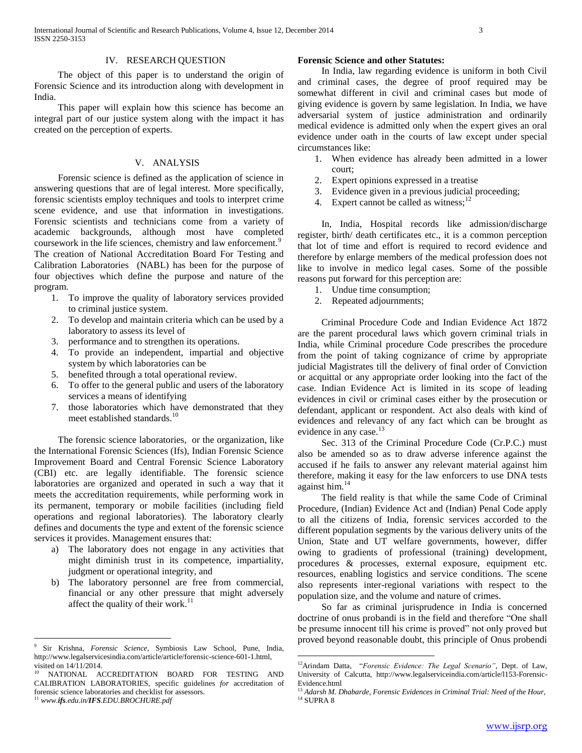## IV. RESEARCH QUESTION

The object of this paper is to understand the origin of Forensic Science and its introduction along with development in India.

This paper will explain how this science has become an integral part of our justice system along with the impact it has created on the perception of experts.

## V. ANALYSIS

Forensic science is defined as the application of science in answering questions that are of legal interest. More specifically, forensic scientists employ techniques and tools to interpret crime scene evidence, and use that information in investigations. Forensic scientists and technicians come from a variety of academic backgrounds, although most have completed coursework in the life sciences, chemistry and law enforcement.[9] The creation of National Accreditation Board For Testing and Calibration Laboratories (NABL) has been for the purpose of four objectives which define the purpose and nature of the program.

1. To improve the quality of laboratory services provided to criminal justice system.
2. To develop and maintain criteria which can be used by a laboratory to assess its level of
3. performance and to strengthen its operations.
4. To provide an independent, impartial and objective system by which laboratories can be
5. benefited through a total operational review.
6. To offer to the general public and users of the laboratory services a means of identifying
7. those laboratories which have demonstrated that they meet established standards.[10]

The forensic science laboratories, or the organization, like the International Forensic Sciences (Ifs), Indian Forensic Science Improvement Board and Central Forensic Science Laboratory (CBI) etc. are legally identifiable. The forensic science laboratories are organized and operated in such a way that it meets the accreditation requirements, while performing work in its permanent, temporary or mobile facilities (including field operations and regional laboratories). The laboratory clearly defines and documents the type and extent of the forensic science services it provides. Management ensures that:

a) The laboratory does not engage in any activities that might diminish trust in its competence, impartiality, judgment or operational integrity, and
b) The laboratory personnel are free from commercial, financial or any other pressure that might adversely affect the quality of their work.[11]

**Forensic Science and other Statutes:**

In India, law regarding evidence is uniform in both Civil and criminal cases, the degree of proof required may be somewhat different in civil and criminal cases but mode of giving evidence is govern by same legislation. In India, we have adversarial system of justice administration and ordinarily medical evidence is admitted only when the expert gives an oral evidence under oath in the courts of law except under special circumstances like:

1. When evidence has already been admitted in a lower court;
2. Expert opinions expressed in a treatise
3. Evidence given in a previous judicial proceeding;
4. Expert cannot be called as witness;[12]

In, India, Hospital records like admission/discharge register, birth/ death certificates etc., it is a common perception that lot of time and effort is required to record evidence and therefore by enlarge members of the medical profession does not like to involve in medico legal cases. Some of the possible reasons put forward for this perception are:

1. Undue time consumption;
2. Repeated adjournments;

Criminal Procedure Code and Indian Evidence Act 1872 are the parent procedural laws which govern criminal trials in India, while Criminal procedure Code prescribes the procedure from the point of taking cognizance of crime by appropriate judicial Magistrates till the delivery of final order of Conviction or acquittal or any appropriate order looking into the fact of the case. Indian Evidence Act is limited in its scope of leading evidences in civil or criminal cases either by the prosecution or defendant, applicant or respondent. Act also deals with kind of evidences and relevancy of any fact which can be brought as evidence in any case.[13]

Sec. 313 of the Criminal Procedure Code (Cr.P.C.) must also be amended so as to draw adverse inference against the accused if he fails to answer any relevant material against him therefore, making it easy for the law enforcers to use DNA tests against him.[14]

The field reality is that while the same Code of Criminal Procedure, (Indian) Evidence Act and (Indian) Penal Code apply to all the citizens of India, forensic services accorded to the different population segments by the various delivery units of the Union, State and UT welfare governments, however, differ owing to gradients of professional (training) development, procedures & processes, external exposure, equipment etc. resources, enabling logistics and service conditions. The scene also represents inter-regional variations with respect to the population size, and the volume and nature of crimes.

So far as criminal jurisprudence in India is concerned doctrine of onus probandi is in the field and therefore "One shall be presume innocent till his crime is proved" not only proved but proved beyond reasonable doubt, this principle of Onus probendi

---

[9] Sir Krishna, *Forensic Science*, Symbiosis Law School, Pune, India, http://www.legalservicesindia.com/article/article/forensic-science-601-1.html, visited on 14/11/2014.

[10] NATIONAL ACCREDITATION BOARD FOR TESTING AND CALIBRATION LABORATORIES, specific guidelines *for* accreditation of forensic science laboratories and checklist for assessors.

[11] *www.ifs.edu.in/IFS.EDU.BROCHURE.pdf*

[12] Arindam Datta, "*Forensic Evidence: The Legal Scenario"*, Dept. of Law, University of Calcutta, http://www.legalserviceindia.com/article/l153-Forensic-Evidence.html

[13] *Adarsh M. Dhabarde, Forensic Evidences in Criminal Trial: Need of the Hour,*

[14] SUPRA 8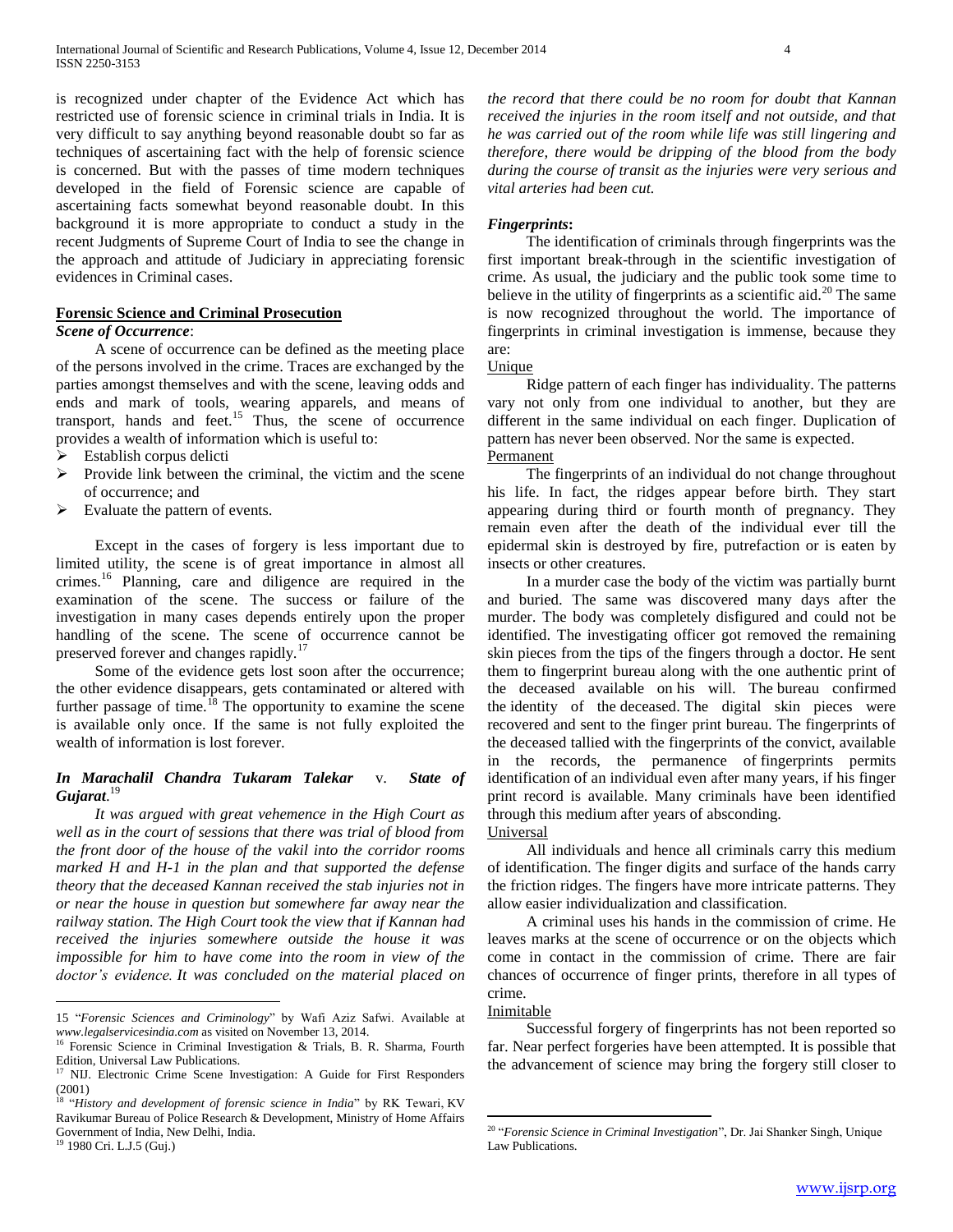is recognized under chapter of the Evidence Act which has restricted use of forensic science in criminal trials in India. It is very difficult to say anything beyond reasonable doubt so far as techniques of ascertaining fact with the help of forensic science is concerned. But with the passes of time modern techniques developed in the field of Forensic science are capable of ascertaining facts somewhat beyond reasonable doubt. In this background it is more appropriate to conduct a study in the recent Judgments of Supreme Court of India to see the change in the approach and attitude of Judiciary in appreciating forensic evidences in Criminal cases.

## Forensic Science and Criminal Prosecution

### *Scene of Occurrence*:

A scene of occurrence can be defined as the meeting place of the persons involved in the crime. Traces are exchanged by the parties amongst themselves and with the scene, leaving odds and ends and mark of tools, wearing apparels, and means of transport, hands and feet.[15] Thus, the scene of occurrence provides a wealth of information which is useful to:

- Establish corpus delicti
- Provide link between the criminal, the victim and the scene of occurrence; and
- Evaluate the pattern of events.

Except in the cases of forgery is less important due to limited utility, the scene is of great importance in almost all crimes.[16] Planning, care and diligence are required in the examination of the scene. The success or failure of the investigation in many cases depends entirely upon the proper handling of the scene. The scene of occurrence cannot be preserved forever and changes rapidly.[17]

Some of the evidence gets lost soon after the occurrence; the other evidence disappears, gets contaminated or altered with further passage of time.[18] The opportunity to examine the scene is available only once. If the same is not fully exploited the wealth of information is lost forever.

### *In Marachalil Chandra Tukaram Talekar* v. *State of Gujarat*.[19]

*It was argued with great vehemence in the High Court as well as in the court of sessions that there was trial of blood from the front door of the house of the vakil into the corridor rooms marked H and H-1 in the plan and that supported the defense theory that the deceased Kannan received the stab injuries not in or near the house in question but somewhere far away near the railway station. The High Court took the view that if Kannan had received the injuries somewhere outside the house it was impossible for him to have come into the room in view of the doctor's evidence. It was concluded on the material placed on the record that there could be no room for doubt that Kannan received the injuries in the room itself and not outside, and that he was carried out of the room while life was still lingering and therefore, there would be dripping of the blood from the body during the course of transit as the injuries were very serious and vital arteries had been cut.*

### *Fingerprints***:**

The identification of criminals through fingerprints was the first important break-through in the scientific investigation of crime. As usual, the judiciary and the public took some time to believe in the utility of fingerprints as a scientific aid.[20] The same is now recognized throughout the world. The importance of fingerprints in criminal investigation is immense, because they are:

Unique

Ridge pattern of each finger has individuality. The patterns vary not only from one individual to another, but they are different in the same individual on each finger. Duplication of pattern has never been observed. Nor the same is expected.

Permanent

The fingerprints of an individual do not change throughout his life. In fact, the ridges appear before birth. They start appearing during third or fourth month of pregnancy. They remain even after the death of the individual ever till the epidermal skin is destroyed by fire, putrefaction or is eaten by insects or other creatures.

In a murder case the body of the victim was partially burnt and buried. The same was discovered many days after the murder. The body was completely disfigured and could not be identified. The investigating officer got removed the remaining skin pieces from the tips of the fingers through a doctor. He sent them to fingerprint bureau along with the one authentic print of the deceased available on his will. The bureau confirmed the identity of the deceased. The digital skin pieces were recovered and sent to the finger print bureau. The fingerprints of the deceased tallied with the fingerprints of the convict, available in the records, the permanence of fingerprints permits identification of an individual even after many years, if his finger print record is available. Many criminals have been identified through this medium after years of absconding.

Universal

All individuals and hence all criminals carry this medium of identification. The finger digits and surface of the hands carry the friction ridges. The fingers have more intricate patterns. They allow easier individualization and classification.

A criminal uses his hands in the commission of crime. He leaves marks at the scene of occurrence or on the objects which come in contact in the commission of crime. There are fair chances of occurrence of finger prints, therefore in all types of crime.

Inimitable

Successful forgery of fingerprints has not been reported so far. Near perfect forgeries have been attempted. It is possible that the advancement of science may bring the forgery still closer to

---

15 "*Forensic Sciences and Criminology*" by Wafi Aziz Safwi. Available at *www.legalservicesindia.com* as visited on November 13, 2014.

16 Forensic Science in Criminal Investigation & Trials, B. R. Sharma, Fourth Edition, Universal Law Publications.

17 NIJ. Electronic Crime Scene Investigation: A Guide for First Responders (2001)

18 "*History and development of forensic science in India*" by RK Tewari, KV Ravikumar Bureau of Police Research & Development, Ministry of Home Affairs Government of India, New Delhi, India.

19 1980 Cri. L.J.5 (Guj.)

20 "*Forensic Science in Criminal Investigation*", Dr. Jai Shanker Singh, Unique Law Publications.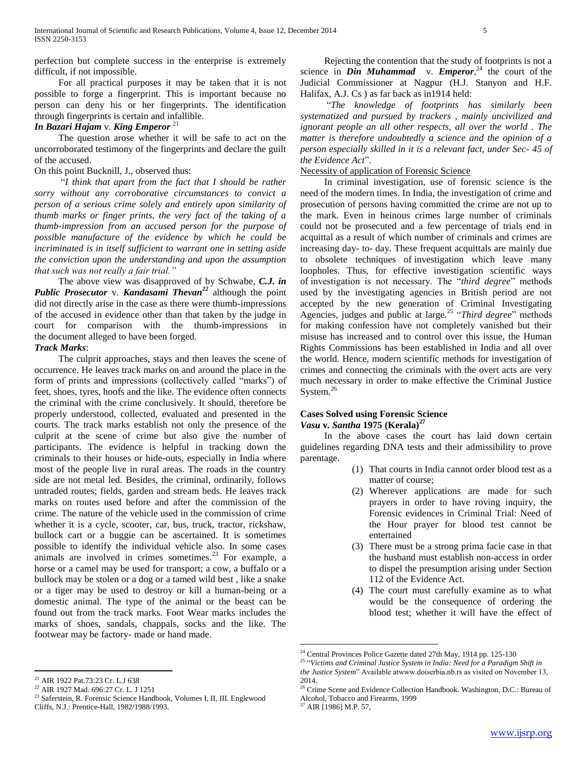perfection but complete success in the enterprise is extremely difficult, if not impossible.

For all practical purposes it may be taken that it is not possible to forge a fingerprint. This is important because no person can deny his or her fingerprints. The identification through fingerprints is certain and infallible.

***In Bazari Hajam* v. *King Emperor*** [21]

The question arose whether it will be safe to act on the uncorroborated testimony of the fingerprints and declare the guilt of the accused.

On this point Bucknill, J., observed thus:

"*I think that apart from the fact that I should be rather sorry without any corroborative circumstances to convict a person of a serious crime solely and entirely upon similarity of thumb marks or finger prints, the very fact of the taking of a thumb-impression from an accused person for the purpose of possible manufacture of the evidence by which he could be incriminated is in itself sufficient to warrant one in setting aside the conviction upon the understanding and upon the assumption that such was not really a fair trial.*"

The above view was disapproved of by Schwabe, ***C.J. in Public Prosecutor*** v. ***Kandasami Thevan***[22] although the point did not directly arise in the case as there were thumb-impressions of the accused in evidence other than that taken by the judge in court for comparison with the thumb-impressions in the document alleged to have been forged.

***Track Marks***:

The culprit approaches, stays and then leaves the scene of occurrence. He leaves track marks on and around the place in the form of prints and impressions (collectively called "marks") of feet, shoes, tyres, hoofs and the like. The evidence often connects the criminal with the crime conclusively. It should, therefore be properly understood, collected, evaluated and presented in the courts. The track marks establish not only the presence of the culprit at the scene of crime but also give the number of participants. The evidence is helpful in tracking down the criminals to their houses or hide-outs, especially in India where most of the people live in rural areas. The roads in the country side are not metal led. Besides, the criminal, ordinarily, follows untraded routes; fields, garden and stream beds. He leaves track marks on routes used before and after the commission of the crime. The nature of the vehicle used in the commission of crime whether it is a cycle, scooter, car, bus, truck, tractor, rickshaw, bullock cart or a buggie can be ascertained. It is sometimes possible to identify the individual vehicle also. In some cases animals are involved in crimes sometimes.[23] For example, a horse or a camel may be used for transport; a cow, a buffalo or a bullock may be stolen or a dog or a tamed wild best , like a snake or a tiger may be used to destroy or kill a human-being or a domestic animal. The type of the animal or the beast can be found out from the track marks. Foot Wear marks includes the marks of shoes, sandals, chappals, socks and the like. The footwear may be factory- made or hand made.

Rejecting the contention that the study of footprints is not a science in ***Din Muhammad*** v. ***Emperor***,[24] the court of the Judicial Commissioner at Nagpur (H.J. Stanyon and H.F. Halifax, A.J. Cs ) as far back as in1914 held:

"*The knowledge of footprints has similarly been systematized and pursued by trackers , mainly uncivilized and ignorant people an all other respects, all over the world . The matter is therefore undoubtedly a science and the opinion of a person especially skilled in it is a relevant fact, under Sec- 45 of the Evidence Act*".

Necessity of application of Forensic Science

In criminal investigation, use of forensic science is the need of the modern times. In India, the investigation of crime and prosecution of persons having committed the crime are not up to the mark. Even in heinous crimes large number of criminals could not be prosecuted and a few percentage of trials end in acquittal as a result of which number of criminals and crimes are increasing day- to- day. These frequent acquittals are mainly due to obsolete techniques of investigation which leave many loopholes. Thus, for effective investigation scientific ways of investigation is not necessary. The "*third degree*" methods used by the investigating agencies in British period are not accepted by the new generation of Criminal Investigating Agencies, judges and public at large.[25] "*Third degree*" methods for making confession have not completely vanished but their misuse has increased and to control over this issue, the Human Rights Commissions has been established in India and all over the world. Hence, modern scientific methods for investigation of crimes and connecting the criminals with the overt acts are very much necessary in order to make effective the Criminal Justice System.[26]

## Cases Solved using Forensic Science

***Vasu* v. *Santha* 1975 (Kerala)**[27]

In the above cases the court has laid down certain guidelines regarding DNA tests and their admissibility to prove parentage.

(1) That courts in India cannot order blood test as a matter of course;

(2) Wherever applications are made for such prayers in order to have roving inquiry, the Forensic evidences in Criminal Trial: Need of the Hour prayer for blood test cannot be entertained

(3) There must be a strong prima facie case in that the husband must establish non-access in order to dispel the presumption arising under Section 112 of the Evidence Act.

(4) The court must carefully examine as to what would be the consequence of ordering the blood test; whether it will have the effect of

---

[21] AIR 1922 Pat.73:23 Cr. L.J 638

[22] AIR 1927 Mad. 696:27 Cr. L. J 1251

[23] Saferstein, R. Forensic Science Handbook, Volumes I, II, III. Englewood Cliffs, N.J.: Prentice-Hall, 1982/1988/1993.

[24] Central Provinces Police Gazette dated 27th May, 1914 pp. 125-130

[25] "*Victims and Criminal Justice System in India: Need for a Paradigm Shift in the Justice System*" Available atwww.doiserbia.nb.rs as visited on November 13, 2014.

[26] Crime Scene and Evidence Collection Handbook. Washington, D.C.: Bureau of Alcohol, Tobacco and Firearms, 1999

[27] AIR [1986] M.P. 57,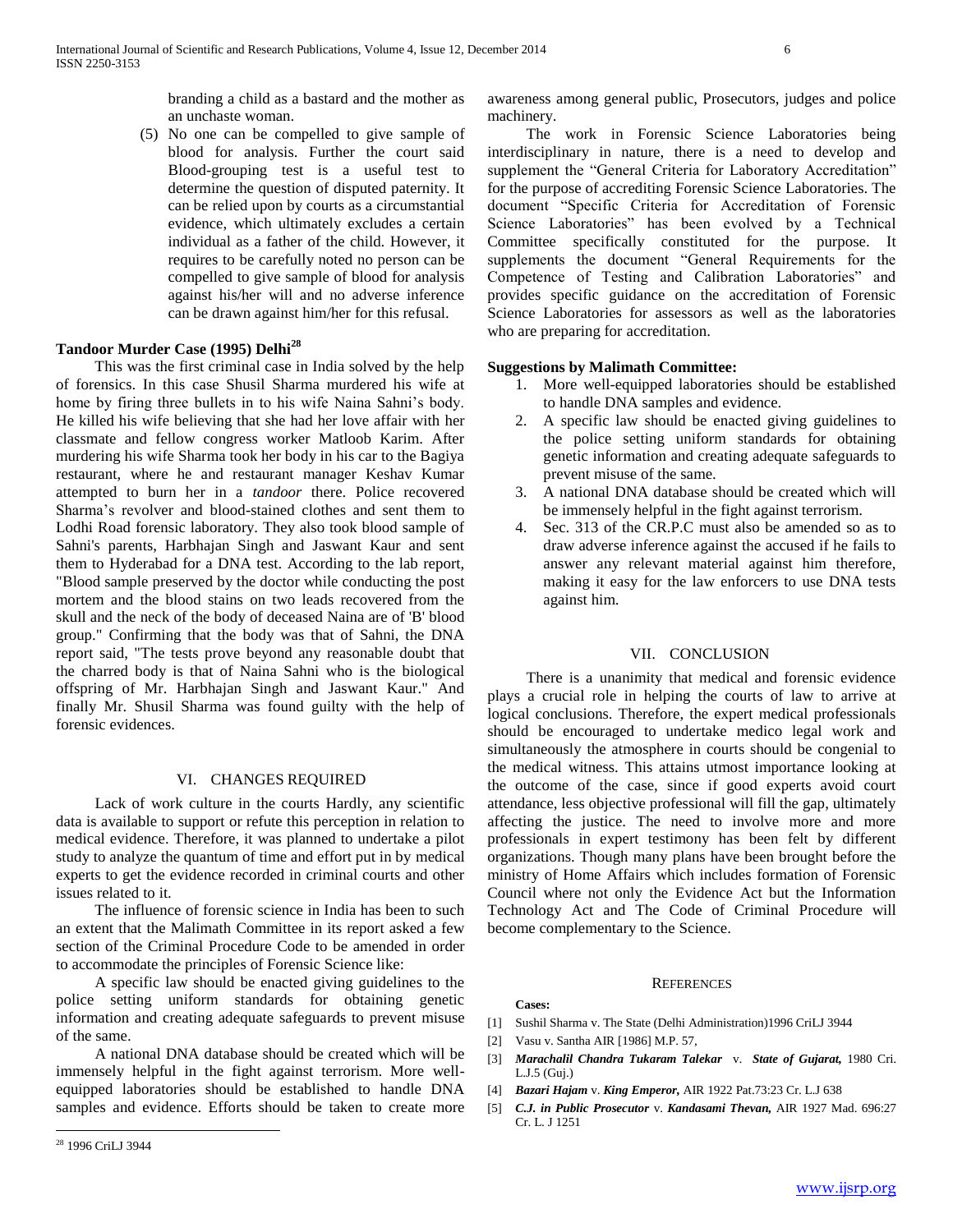branding a child as a bastard and the mother as an unchaste woman.

(5) No one can be compelled to give sample of blood for analysis. Further the court said Blood-grouping test is a useful test to determine the question of disputed paternity. It can be relied upon by courts as a circumstantial evidence, which ultimately excludes a certain individual as a father of the child. However, it requires to be carefully noted no person can be compelled to give sample of blood for analysis against his/her will and no adverse inference can be drawn against him/her for this refusal.

**Tandoor Murder Case (1995) Delhi**[28]

This was the first criminal case in India solved by the help of forensics. In this case Shusil Sharma murdered his wife at home by firing three bullets in to his wife Naina Sahni's body. He killed his wife believing that she had her love affair with her classmate and fellow congress worker Matloob Karim. After murdering his wife Sharma took her body in his car to the Bagiya restaurant, where he and restaurant manager Keshav Kumar attempted to burn her in a *tandoor* there. Police recovered Sharma's revolver and blood-stained clothes and sent them to Lodhi Road forensic laboratory. They also took blood sample of Sahni's parents, Harbhajan Singh and Jaswant Kaur and sent them to Hyderabad for a DNA test. According to the lab report, "Blood sample preserved by the doctor while conducting the post mortem and the blood stains on two leads recovered from the skull and the neck of the body of deceased Naina are of 'B' blood group." Confirming that the body was that of Sahni, the DNA report said, "The tests prove beyond any reasonable doubt that the charred body is that of Naina Sahni who is the biological offspring of Mr. Harbhajan Singh and Jaswant Kaur." And finally Mr. Shusil Sharma was found guilty with the help of forensic evidences.

## VI. Changes Required

Lack of work culture in the courts Hardly, any scientific data is available to support or refute this perception in relation to medical evidence. Therefore, it was planned to undertake a pilot study to analyze the quantum of time and effort put in by medical experts to get the evidence recorded in criminal courts and other issues related to it.

The influence of forensic science in India has been to such an extent that the Malimath Committee in its report asked a few section of the Criminal Procedure Code to be amended in order to accommodate the principles of Forensic Science like:

A specific law should be enacted giving guidelines to the police setting uniform standards for obtaining genetic information and creating adequate safeguards to prevent misuse of the same.

A national DNA database should be created which will be immensely helpful in the fight against terrorism. More well-equipped laboratories should be established to handle DNA samples and evidence. Efforts should be taken to create more awareness among general public, Prosecutors, judges and police machinery.

The work in Forensic Science Laboratories being interdisciplinary in nature, there is a need to develop and supplement the "General Criteria for Laboratory Accreditation" for the purpose of accrediting Forensic Science Laboratories. The document "Specific Criteria for Accreditation of Forensic Science Laboratories" has been evolved by a Technical Committee specifically constituted for the purpose. It supplements the document "General Requirements for the Competence of Testing and Calibration Laboratories" and provides specific guidance on the accreditation of Forensic Science Laboratories for assessors as well as the laboratories who are preparing for accreditation.

**Suggestions by Malimath Committee:**

1. More well-equipped laboratories should be established to handle DNA samples and evidence.
2. A specific law should be enacted giving guidelines to the police setting uniform standards for obtaining genetic information and creating adequate safeguards to prevent misuse of the same.
3. A national DNA database should be created which will be immensely helpful in the fight against terrorism.
4. Sec. 313 of the CR.P.C must also be amended so as to draw adverse inference against the accused if he fails to answer any relevant material against him therefore, making it easy for the law enforcers to use DNA tests against him.

## VII. Conclusion

There is a unanimity that medical and forensic evidence plays a crucial role in helping the courts of law to arrive at logical conclusions. Therefore, the expert medical professionals should be encouraged to undertake medico legal work and simultaneously the atmosphere in courts should be congenial to the medical witness. This attains utmost importance looking at the outcome of the case, since if good experts avoid court attendance, less objective professional will fill the gap, ultimately affecting the justice. The need to involve more and more professionals in expert testimony has been felt by different organizations. Though many plans have been brought before the ministry of Home Affairs which includes formation of Forensic Council where not only the Evidence Act but the Information Technology Act and The Code of Criminal Procedure will become complementary to the Science.

## References

**Cases:**

[1] Sushil Sharma v. The State (Delhi Administration)1996 CriLJ 3944

[2] Vasu v. Santha AIR [1986] M.P. 57,

[3] ***Marachalil Chandra Tukaram Talekar*** v. ***State of Gujarat,*** 1980 Cri. L.J.5 (Guj.)

[4] ***Bazari Hajam*** v. ***King Emperor,*** AIR 1922 Pat.73:23 Cr. L.J 638

[5] ***C.J. in Public Prosecutor*** v. ***Kandasami Thevan,*** AIR 1927 Mad. 696:27 Cr. L. J 1251

[28] 1996 CriLJ 3944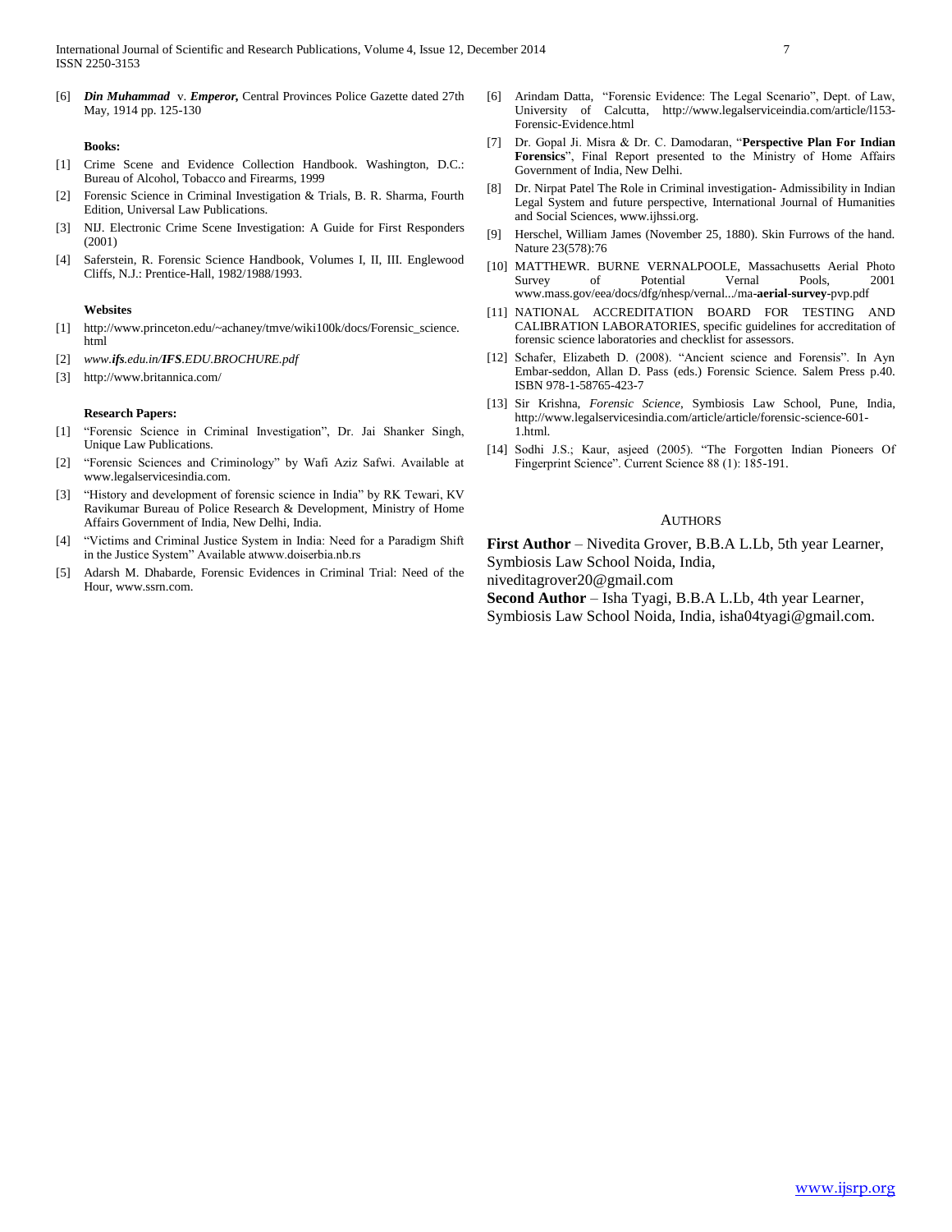[6] ***Din Muhammad*** v. ***Emperor,*** Central Provinces Police Gazette dated 27th May, 1914 pp. 125-130

**Books:**

[1] Crime Scene and Evidence Collection Handbook. Washington, D.C.: Bureau of Alcohol, Tobacco and Firearms, 1999

[2] Forensic Science in Criminal Investigation & Trials, B. R. Sharma, Fourth Edition, Universal Law Publications.

[3] NIJ. Electronic Crime Scene Investigation: A Guide for First Responders (2001)

[4] Saferstein, R. Forensic Science Handbook, Volumes I, II, III. Englewood Cliffs, N.J.: Prentice-Hall, 1982/1988/1993.

**Websites**

[1] http://www.princeton.edu/~achaney/tmve/wiki100k/docs/Forensic_science.html

[2] *www.**ifs**.edu.in/**IFS**.EDU.BROCHURE.pdf*

[3] http://www.britannica.com/

**Research Papers:**

[1] "Forensic Science in Criminal Investigation", Dr. Jai Shanker Singh, Unique Law Publications.

[2] "Forensic Sciences and Criminology" by Wafi Aziz Safwi. Available at www.legalservicesindia.com.

[3] "History and development of forensic science in India" by RK Tewari, KV Ravikumar Bureau of Police Research & Development, Ministry of Home Affairs Government of India, New Delhi, India.

[4] "Victims and Criminal Justice System in India: Need for a Paradigm Shift in the Justice System" Available atwww.doiserbia.nb.rs

[5] Adarsh M. Dhabarde, Forensic Evidences in Criminal Trial: Need of the Hour, www.ssrn.com.

[6] Arindam Datta, "Forensic Evidence: The Legal Scenario", Dept. of Law, University of Calcutta, http://www.legalserviceindia.com/article/l153-Forensic-Evidence.html

[7] Dr. Gopal Ji. Misra & Dr. C. Damodaran, "**Perspective Plan For Indian Forensics**", Final Report presented to the Ministry of Home Affairs Government of India, New Delhi.

[8] Dr. Nirpat Patel The Role in Criminal investigation- Admissibility in Indian Legal System and future perspective, International Journal of Humanities and Social Sciences, www.ijhssi.org.

[9] Herschel, William James (November 25, 1880). Skin Furrows of the hand. Nature 23(578):76

[10] MATTHEWR. BURNE VERNALPOOLE, Massachusetts Aerial Photo Survey of Potential Vernal Pools, 2001 www.mass.gov/eea/docs/dfg/nhesp/vernal.../ma-**aerial**-**survey**-pvp.pdf

[11] NATIONAL ACCREDITATION BOARD FOR TESTING AND CALIBRATION LABORATORIES, specific guidelines for accreditation of forensic science laboratories and checklist for assessors.

[12] Schafer, Elizabeth D. (2008). "Ancient science and Forensis". In Ayn Embar-seddon, Allan D. Pass (eds.) Forensic Science. Salem Press p.40. ISBN 978-1-58765-423-7

[13] Sir Krishna, *Forensic Science*, Symbiosis Law School, Pune, India, http://www.legalservicesindia.com/article/article/forensic-science-601-1.html.

[14] Sodhi J.S.; Kaur, asjeed (2005). "The Forgotten Indian Pioneers Of Fingerprint Science". Current Science 88 (1): 185-191.

## AUTHORS

**First Author** – Nivedita Grover, B.B.A L.Lb, 5th year Learner, Symbiosis Law School Noida, India, niveditagrover20@gmail.com

**Second Author** – Isha Tyagi, B.B.A L.Lb, 4th year Learner, Symbiosis Law School Noida, India, isha04tyagi@gmail.com.